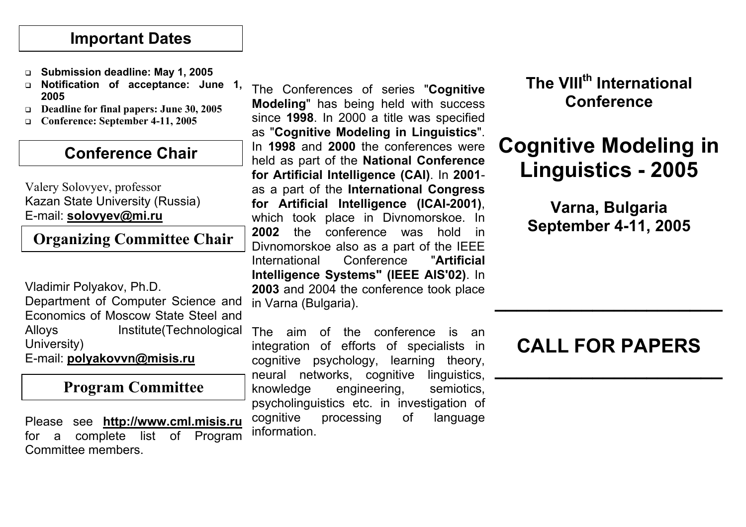# The VIII$^{th}$ International Conference

# Cognitive Modeling in Linguistics - 2005

## Varna, Bulgaria
## September 4-11, 2005

# CALL FOR PAPERS

The Conferences of series "**Cognitive Modeling**" has being held with success since **1998**. In 2000 a title was specified as "**Cognitive Modeling in Linguistics**". In **1998** and **2000** the conferences were held as part of the **National Conference for Artificial Intelligence (CAI)**. In **2001**- as a part of the **International Congress for Artificial Intelligence (ICAI-2001)**, which took place in Divnomorskoe. In **2002** the conference was hold in Divnomorskoe also as a part of the IEEE International Conference "**Artificial Intelligence Systems" (IEEE AIS'02)**. In **2003** and 2004 the conference took place in Varna (Bulgaria).

The aim of the conference is an integration of efforts of specialists in cognitive psychology, learning theory, neural networks, cognitive linguistics, knowledge engineering, semiotics, psycholinguistics etc. in investigation of cognitive processing of language information.

## Important Dates

- **Submission deadline: May 1, 2005**
- **Notification of acceptance: June 1, 2005**
- **Deadline for final papers: June 30, 2005**
- **Conference: September 4-11, 2005**

## Conference Chair

Valery Solovyev, professor
Kazan State University (Russia)
E-mail: **solovyev@mi.ru**

## Organizing Committee Chair

Vladimir Polyakov, Ph.D.
Department of Computer Science and Economics of Moscow State Steel and Alloys Institute(Technological University)
E-mail: **polyakovvn@misis.ru**

## Program Committee

Please see **http://www.cml.misis.ru** for a complete list of Program Committee members.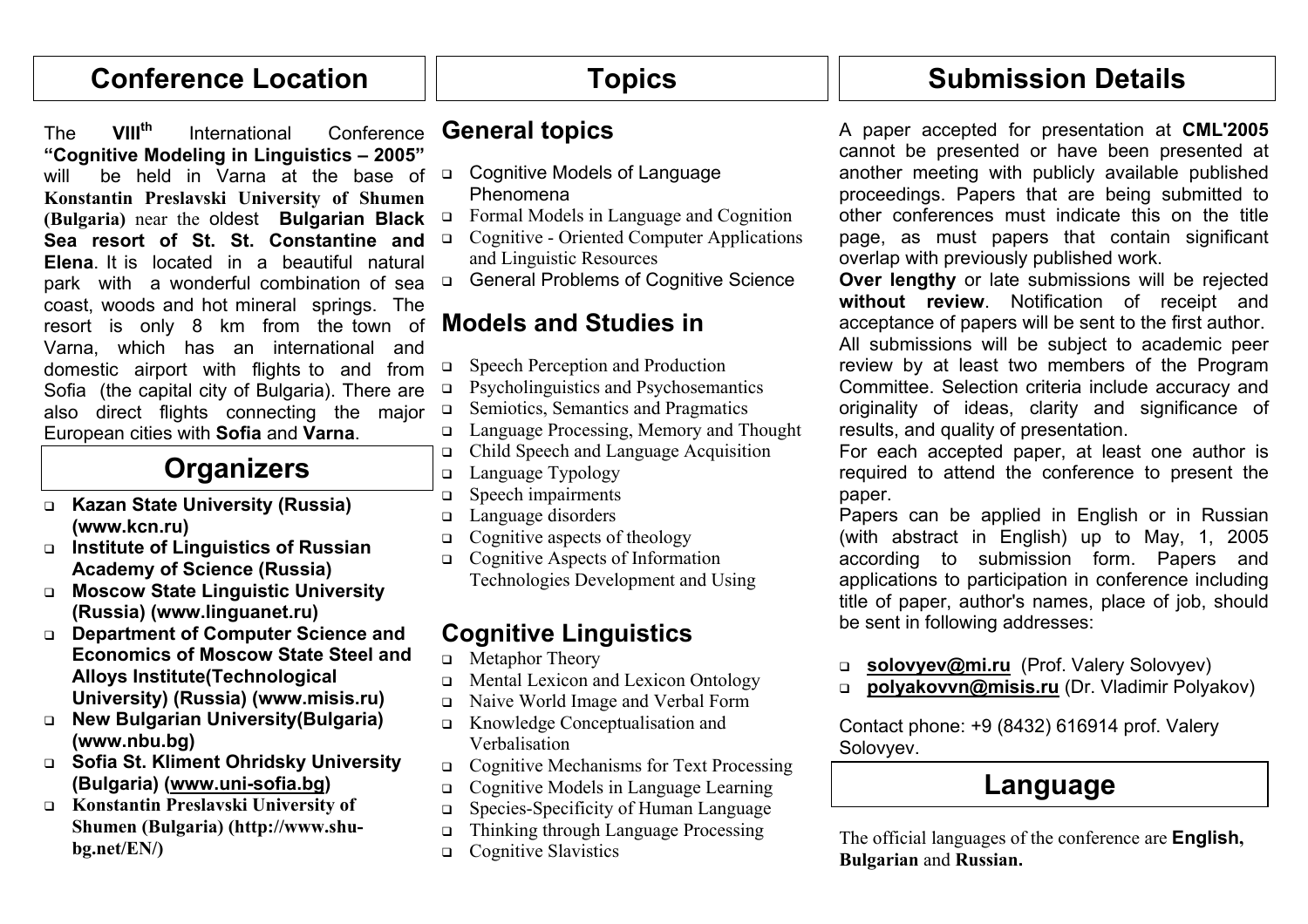## Conference Location

The **VIII[th]** International Conference **"Cognitive Modeling in Linguistics – 2005"** will be held in Varna at the base of **Konstantin Preslavski University of Shumen (Bulgaria)** near the oldest **Bulgarian Black Sea resort of St. St. Constantine and Elena**. It is located in a beautiful natural park with a wonderful combination of sea coast, woods and hot mineral springs. The resort is only 8 km from the town of Varna, which has an international and domestic airport with flights to and from Sofia (the capital city of Bulgaria). There are also direct flights connecting the major European cities with **Sofia** and **Varna**.

## Organizers

- **Kazan State University (Russia) (www.kcn.ru)**
- **Institute of Linguistics of Russian Academy of Science (Russia)**
- **Moscow State Linguistic University (Russia) (www.linguanet.ru)**
- **Department of Computer Science and Economics of Moscow State Steel and Alloys Institute(Technological University) (Russia) (www.misis.ru)**
- **New Bulgarian University(Bulgaria) (www.nbu.bg)**
- **Sofia St. Kliment Ohridsky University (Bulgaria) (www.uni-sofia.bg)**
- **Konstantin Preslavski University of Shumen (Bulgaria) (http://www.shu-bg.net/EN/)**

## Topics

### General topics

- Cognitive Models of Language Phenomena
- Formal Models in Language and Cognition
- Cognitive - Oriented Computer Applications and Linguistic Resources
- General Problems of Cognitive Science

### Models and Studies in

- Speech Perception and Production
- Psycholinguistics and Psychosemantics
- Semiotics, Semantics and Pragmatics
- Language Processing, Memory and Thought
- Child Speech and Language Acquisition
- Language Typology
- Speech impairments
- Language disorders
- Cognitive aspects of theology
- Cognitive Aspects of Information Technologies Development and Using

### Cognitive Linguistics

- Metaphor Theory
- Mental Lexicon and Lexicon Ontology
- Naive World Image and Verbal Form
- Knowledge Conceptualisation and Verbalisation
- Cognitive Mechanisms for Text Processing
- Cognitive Models in Language Learning
- Species-Specificity of Human Language
- Thinking through Language Processing
- Cognitive Slavistics

## Submission Details

A paper accepted for presentation at **CML'2005** cannot be presented or have been presented at another meeting with publicly available published proceedings. Papers that are being submitted to other conferences must indicate this on the title page, as must papers that contain significant overlap with previously published work.

**Over lengthy** or late submissions will be rejected **without review**. Notification of receipt and acceptance of papers will be sent to the first author. All submissions will be subject to academic peer review by at least two members of the Program Committee. Selection criteria include accuracy and originality of ideas, clarity and significance of results, and quality of presentation.

For each accepted paper, at least one author is required to attend the conference to present the paper.

Papers can be applied in English or in Russian (with abstract in English) up to May, 1, 2005 according to submission form. Papers and applications to participation in conference including title of paper, author's names, place of job, should be sent in following addresses:

- **solovyev@mi.ru** (Prof. Valery Solovyev)
- **polyakovvn@misis.ru** (Dr. Vladimir Polyakov)

Contact phone: +9 (8432) 616914 prof. Valery Solovyev.

## Language

The official languages of the conference are **English, Bulgarian** and **Russian.**